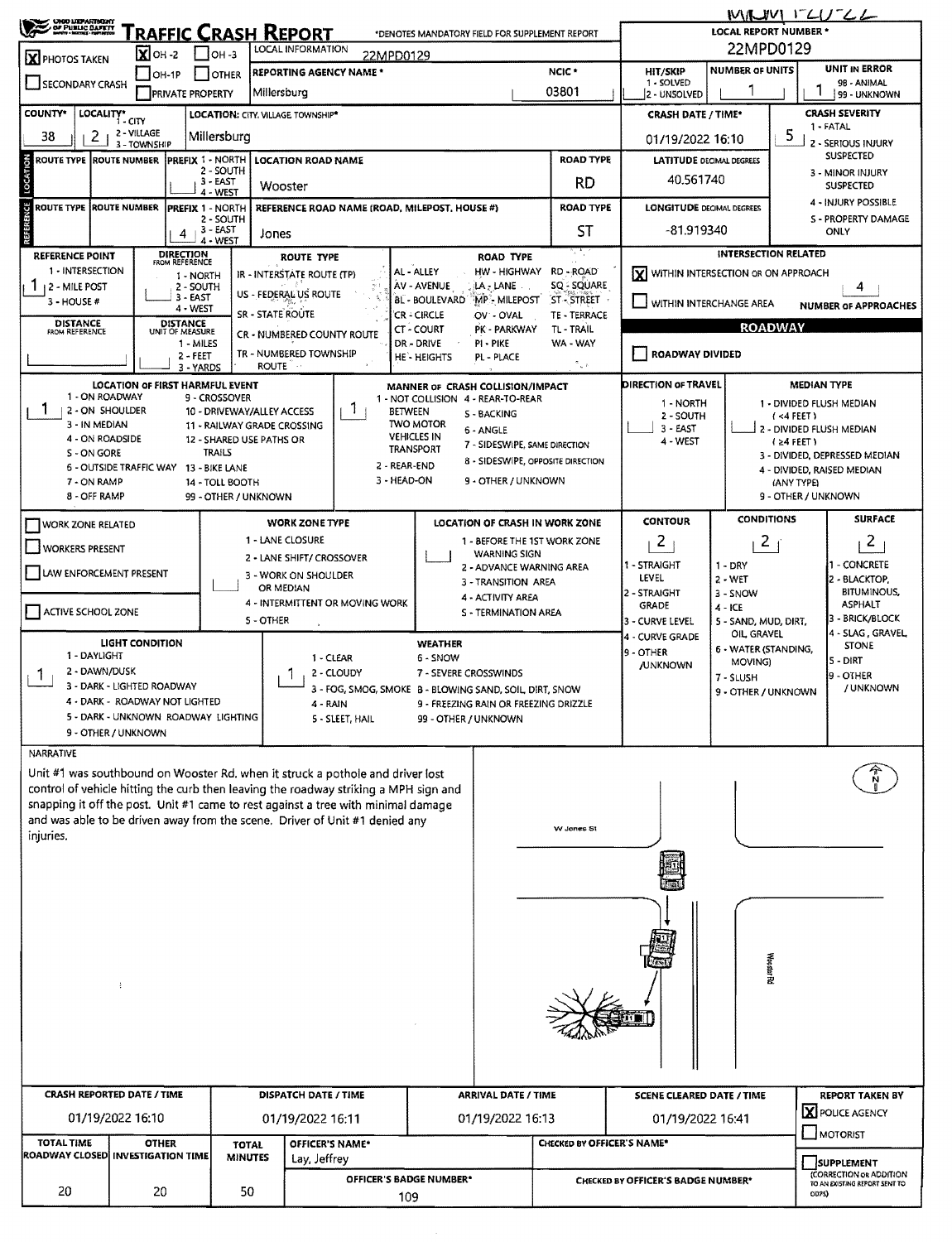# TRAFFIC CRASH REPORT

OHIO DEPARTMENT OF PUBLIC SAFETY

MUM-FU-22

*DENOTES MANDATORY FIELD FOR SUPPLEMENT REPORT

| | |
|---|---|
| LOCAL REPORT NUMBER * | 22MPD0129 |
| LOCAL INFORMATION | 22MPD0129 |
| [X] PHOTOS TAKEN | [X] OH-2 [ ] OH-3 [ ] OH-1P [ ] OTHER |
| [ ] SECONDARY CRASH | [ ] PRIVATE PROPERTY |
| REPORTING AGENCY NAME * | Millersburg |
| NCIC * | 03801 |
| HIT/SKIP (1 - SOLVED, 2 - UNSOLVED) | |
| NUMBER OF UNITS | 1 |
| UNIT IN ERROR (98 - ANIMAL, 99 - UNKNOWN) | 1 |

| COUNTY* | LOCALITY* (1 - CITY, 2 - VILLAGE, 3 - TOWNSHIP) | LOCATION: CITY, VILLAGE TOWNSHIP* | CRASH DATE / TIME* | CRASH SEVERITY |
|---|---|---|---|---|
| 38 | 2 | Millersburg | 01/19/2022 16:10 | 5 |

CRASH SEVERITY: 1 - FATAL, 2 - SERIOUS INJURY SUSPECTED, 3 - MINOR INJURY SUSPECTED, 4 - INJURY POSSIBLE, 5 - PROPERTY DAMAGE ONLY

## LOCATION

| ROUTE TYPE | ROUTE NUMBER | PREFIX (1 - NORTH, 2 - SOUTH, 3 - EAST, 4 - WEST) | LOCATION ROAD NAME | ROAD TYPE | LATITUDE DECIMAL DEGREES |
|---|---|---|---|---|---|
| | | | Wooster | RD | 40.561740 |

## REFERENCE

| ROUTE TYPE | ROUTE NUMBER | PREFIX | REFERENCE ROAD NAME (ROAD, MILEPOST, HOUSE #) | ROAD TYPE | LONGITUDE DECIMAL DEGREES |
|---|---|---|---|---|---|
| | | 4 | Jones | ST | -81.919340 |

| REFERENCE POINT | DIRECTION FROM REFERENCE | DISTANCE FROM REFERENCE | DISTANCE UNIT OF MEASURE |
|---|---|---|---|
| 1 | | | |

REFERENCE POINT: 1 - INTERSECTION, 2 - MILE POST, 3 - HOUSE #

DIRECTION FROM REFERENCE: 1 - NORTH, 2 - SOUTH, 3 - EAST, 4 - WEST

DISTANCE UNIT OF MEASURE: 1 - MILES, 2 - FEET, 3 - YARDS

ROUTE TYPE: IR - INTERSTATE ROUTE (TP), US - FEDERAL US ROUTE, SR - STATE ROUTE, CR - NUMBERED COUNTY ROUTE, TR - NUMBERED TOWNSHIP ROUTE

ROAD TYPE: AL - ALLEY, AV - AVENUE, BL - BOULEVARD, CR - CIRCLE, CT - COURT, DR - DRIVE, HE - HEIGHTS, HW - HIGHWAY, LA - LANE, MP - MILEPOST, OV - OVAL, PK - PARKWAY, PI - PIKE, PL - PLACE, RD - ROAD, SQ - SQUARE, ST - STREET, TE - TERRACE, TL - TRAIL, WA - WAY

## INTERSECTION RELATED

[X] WITHIN INTERSECTION OR ON APPROACH — NUMBER OF APPROACHES: 4

[ ] WITHIN INTERCHANGE AREA

## ROADWAY

[ ] ROADWAY DIVIDED

| LOCATION OF FIRST HARMFUL EVENT | MANNER OF CRASH COLLISION/IMPACT | DIRECTION OF TRAVEL | MEDIAN TYPE |
|---|---|---|---|
| 1 | 1 | | |

LOCATION OF FIRST HARMFUL EVENT: 1 - ON ROADWAY, 2 - ON SHOULDER, 3 - IN MEDIAN, 4 - ON ROADSIDE, 5 - ON GORE, 6 - OUTSIDE TRAFFIC WAY, 7 - ON RAMP, 8 - OFF RAMP, 9 - CROSSOVER, 10 - DRIVEWAY/ALLEY ACCESS, 11 - RAILWAY GRADE CROSSING, 12 - SHARED USE PATHS OR TRAILS, 13 - BIKE LANE, 14 - TOLL BOOTH, 99 - OTHER / UNKNOWN

MANNER OF CRASH COLLISION/IMPACT: 1 - NOT COLLISION BETWEEN TWO MOTOR VEHICLES IN TRANSPORT, 2 - REAR-END, 3 - HEAD-ON, 4 - REAR-TO-REAR, 5 - BACKING, 6 - ANGLE, 7 - SIDESWIPE, SAME DIRECTION, 8 - SIDESWIPE, OPPOSITE DIRECTION, 9 - OTHER / UNKNOWN

DIRECTION OF TRAVEL: 1 - NORTH, 2 - SOUTH, 3 - EAST, 4 - WEST

MEDIAN TYPE: 1 - DIVIDED FLUSH MEDIAN (<4 FEET), 2 - DIVIDED FLUSH MEDIAN (≥4 FEET), 3 - DIVIDED, DEPRESSED MEDIAN, 4 - DIVIDED, RAISED MEDIAN (ANY TYPE), 9 - OTHER / UNKNOWN

[ ] WORK ZONE RELATED
[ ] WORKERS PRESENT
[ ] LAW ENFORCEMENT PRESENT
[ ] ACTIVE SCHOOL ZONE

WORK ZONE TYPE: 1 - LANE CLOSURE, 2 - LANE SHIFT/ CROSSOVER, 3 - WORK ON SHOULDER OR MEDIAN, 4 - INTERMITTENT OR MOVING WORK, 5 - OTHER

LOCATION OF CRASH IN WORK ZONE: 1 - BEFORE THE 1ST WORK ZONE WARNING SIGN, 2 - ADVANCE WARNING AREA, 3 - TRANSITION AREA, 4 - ACTIVITY AREA, 5 - TERMINATION AREA

| CONTOUR | CONDITIONS | SURFACE |
|---|---|---|
| 2 | 2 | 2 |

CONTOUR: 1 - STRAIGHT LEVEL, 2 - STRAIGHT GRADE, 3 - CURVE LEVEL, 4 - CURVE GRADE, 9 - OTHER /UNKNOWN

CONDITIONS: 1 - DRY, 2 - WET, 3 - SNOW, 4 - ICE, 5 - SAND, MUD, DIRT, OIL, GRAVEL, 6 - WATER (STANDING, MOVING), 7 - SLUSH, 9 - OTHER / UNKNOWN

SURFACE: 1 - CONCRETE, 2 - BLACKTOP, BITUMINOUS, ASPHALT, 3 - BRICK/BLOCK, 4 - SLAG, GRAVEL, STONE, 5 - DIRT, 9 - OTHER / UNKNOWN

| LIGHT CONDITION | WEATHER |
|---|---|
| 1 | 1 |

LIGHT CONDITION: 1 - DAYLIGHT, 2 - DAWN/DUSK, 3 - DARK - LIGHTED ROADWAY, 4 - DARK - ROADWAY NOT LIGHTED, 5 - DARK - UNKNOWN ROADWAY LIGHTING, 9 - OTHER / UNKNOWN

WEATHER: 1 - CLEAR, 2 - CLOUDY, 3 - FOG, SMOG, SMOKE, 4 - RAIN, 5 - SLEET, HAIL, 6 - SNOW, 7 - SEVERE CROSSWINDS, 8 - BLOWING SAND, SOIL, DIRT, SNOW, 9 - FREEZING RAIN OR FREEZING DRIZZLE, 99 - OTHER / UNKNOWN

## NARRATIVE

Unit #1 was southbound on Wooster Rd. when it struck a pothole and driver lost control of vehicle hitting the curb then leaving the roadway striking a MPH sign and snapping it off the post. Unit #1 came to rest against a tree with minimal damage and was able to be driven away from the scene. Driver of Unit #1 denied any injuries.

W Jones St

Wooster Rd

| CRASH REPORTED DATE / TIME | DISPATCH DATE / TIME | ARRIVAL DATE / TIME | SCENE CLEARED DATE / TIME | REPORT TAKEN BY |
|---|---|---|---|---|
| 01/19/2022 16:10 | 01/19/2022 16:11 | 01/19/2022 16:13 | 01/19/2022 16:41 | [X] POLICE AGENCY [ ] MOTORIST |

| TOTAL TIME ROADWAY CLOSED | OTHER INVESTIGATION TIME | TOTAL MINUTES | OFFICER'S NAME* | OFFICER'S BADGE NUMBER* | CHECKED BY OFFICER'S NAME* | CHECKED BY OFFICER'S BADGE NUMBER* |
|---|---|---|---|---|---|---|
| 20 | 20 | 50 | Lay, Jeffrey | 109 | | |

[ ] SUPPLEMENT (CORRECTION OR ADDITION TO AN EXISTING REPORT SENT TO ODPS)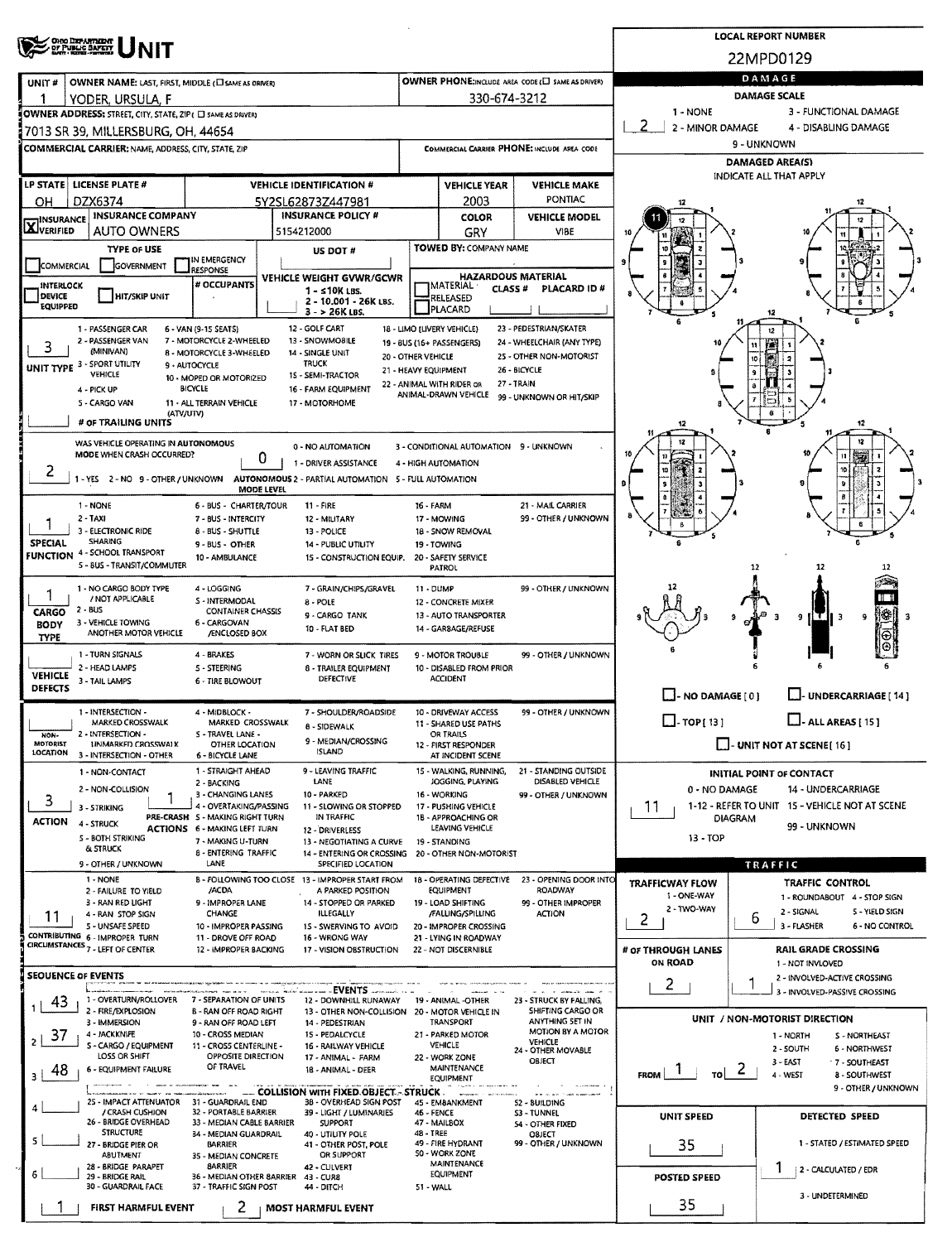# UNIT

**LOCAL REPORT NUMBER:** 22MPD0129

| Field | Value |
|---|---|
| UNIT # | 1 |
| OWNER NAME: LAST, FIRST, MIDDLE (☐ SAME AS DRIVER) | YODER, URSULA, F |
| OWNER PHONE: INCLUDE AREA CODE (☐ SAME AS DRIVER) | 330-674-3212 |
| OWNER ADDRESS: STREET, CITY, STATE, ZIP (☐ SAME AS DRIVER) | 7013 SR 39, MILLERSBURG, OH, 44654 |
| COMMERCIAL CARRIER: NAME, ADDRESS, CITY, STATE, ZIP | |
| COMMERCIAL CARRIER PHONE: INCLUDE AREA CODE | |

| LP STATE | LICENSE PLATE # | VEHICLE IDENTIFICATION # | VEHICLE YEAR | VEHICLE MAKE |
|---|---|---|---|---|
| OH | DZX6374 | 5Y2SL62873Z447981 | 2003 | PONTIAC |

| INSURANCE | INSURANCE COMPANY | INSURANCE POLICY # | COLOR | VEHICLE MODEL |
|---|---|---|---|---|
| ☒ VERIFIED | AUTO OWNERS | 5154212000 | GRY | VIBE |

**TYPE OF USE:** ☐ COMMERCIAL ☐ GOVERNMENT ☐ IN EMERGENCY RESPONSE

**US DOT #:**

**TOWED BY: COMPANY NAME:**

☐ INTERLOCK DEVICE EQUIPPED ☐ HIT/SKIP UNIT

**# OCCUPANTS:**

**VEHICLE WEIGHT GVWR/GCWR:** 1 - ≤10K LBS. 2 - 10.001 - 26K LBS. 3 - > 26K LBS.

**HAZARDOUS MATERIAL:** ☐ MATERIAL CLASS # ☐ RELEASED PLACARD ID # ☐ PLACARD

**UNIT TYPE:** 3
1 - PASSENGER CAR, 2 - PASSENGER VAN (MINIVAN), 3 - SPORT UTILITY VEHICLE, 4 - PICK UP, 5 - CARGO VAN, 6 - VAN (9-15 SEATS), 7 - MOTORCYCLE 2-WHEELED, 8 - MOTORCYCLE 3-WHEELED, 9 - AUTOCYCLE, 10 - MOPED OR MOTORIZED BICYCLE, 11 - ALL TERRAIN VEHICLE (ATV/UTV), 12 - GOLF CART, 13 - SNOWMOBILE, 14 - SINGLE UNIT TRUCK, 15 - SEMI-TRACTOR, 16 - FARM EQUIPMENT, 17 - MOTORHOME, 18 - LIMO (LIVERY VEHICLE), 19 - BUS (16+ PASSENGERS), 20 - OTHER VEHICLE, 21 - HEAVY EQUIPMENT, 22 - ANIMAL WITH RIDER OR ANIMAL-DRAWN VEHICLE, 23 - PEDESTRIAN/SKATER, 24 - WHEELCHAIR (ANY TYPE), 25 - OTHER NON-MOTORIST, 26 - BICYCLE, 27 - TRAIN, 99 - UNKNOWN OR HIT/SKIP

**# OF TRAILING UNITS:**

**WAS VEHICLE OPERATING IN AUTONOMOUS MODE WHEN CRASH OCCURRED?** 2
1 - YES 2 - NO 9 - OTHER / UNKNOWN

**AUTONOMOUS MODE LEVEL:** 0
0 - NO AUTOMATION, 1 - DRIVER ASSISTANCE, 2 - PARTIAL AUTOMATION, 3 - CONDITIONAL AUTOMATION, 4 - HIGH AUTOMATION, 5 - FULL AUTOMATION, 9 - UNKNOWN

**SPECIAL FUNCTION:** 1
1 - NONE, 2 - TAXI, 3 - ELECTRONIC RIDE SHARING, 4 - SCHOOL TRANSPORT, 5 - BUS - TRANSIT/COMMUTER, 6 - BUS - CHARTER/TOUR, 7 - BUS - INTERCITY, 8 - BUS - SHUTTLE, 9 - BUS - OTHER, 10 - AMBULANCE, 11 - FIRE, 12 - MILITARY, 13 - POLICE, 14 - PUBLIC UTILITY, 15 - CONSTRUCTION EQUIP., 16 - FARM, 17 - MOWING, 18 - SNOW REMOVAL, 19 - TOWING, 20 - SAFETY SERVICE PATROL, 21 - MAIL CARRIER, 99 - OTHER / UNKNOWN

**CARGO BODY TYPE:** 1
1 - NO CARGO BODY TYPE / NOT APPLICABLE, 2 - BUS, 3 - VEHICLE TOWING ANOTHER MOTOR VEHICLE, 4 - LOGGING, 5 - INTERMODAL CONTAINER CHASSIS, 6 - CARGOVAN /ENCLOSED BOX, 7 - GRAIN/CHIPS/GRAVEL, 8 - POLE, 9 - CARGO TANK, 10 - FLAT BED, 11 - DUMP, 12 - CONCRETE MIXER, 13 - AUTO TRANSPORTER, 14 - GARBAGE/REFUSE, 99 - OTHER / UNKNOWN

**VEHICLE DEFECTS:**
1 - TURN SIGNALS, 2 - HEAD LAMPS, 3 - TAIL LAMPS, 4 - BRAKES, 5 - STEERING, 6 - TIRE BLOWOUT, 7 - WORN OR SLICK TIRES, 8 - TRAILER EQUIPMENT DEFECTIVE, 9 - MOTOR TROUBLE, 10 - DISABLED FROM PRIOR ACCIDENT, 99 - OTHER / UNKNOWN

**NON-MOTORIST LOCATION:**
1 - INTERSECTION - MARKED CROSSWALK, 2 - INTERSECTION - UNMARKED CROSSWALK, 3 - INTERSECTION - OTHER, 4 - MIDBLOCK - MARKED CROSSWALK, 5 - TRAVEL LANE - OTHER LOCATION, 6 - BICYCLE LANE, 7 - SHOULDER/ROADSIDE, 8 - SIDEWALK, 9 - MEDIAN/CROSSING ISLAND, 10 - DRIVEWAY ACCESS, 11 - SHARED USE PATHS OR TRAILS, 12 - FIRST RESPONDER AT INCIDENT SCENE, 99 - OTHER / UNKNOWN

**ACTION:** 3
1 - NON-CONTACT, 2 - NON-COLLISION, 3 - STRIKING, 4 - STRUCK, 5 - BOTH STRIKING & STRUCK, 9 - OTHER / UNKNOWN

**PRE-CRASH ACTIONS:** 1
1 - STRAIGHT AHEAD, 2 - BACKING, 3 - CHANGING LANES, 4 - OVERTAKING/PASSING, 5 - MAKING RIGHT TURN, 6 - MAKING LEFT TURN, 7 - MAKING U-TURN, 8 - ENTERING TRAFFIC LANE, 9 - LEAVING TRAFFIC LANE, 10 - PARKED, 11 - SLOWING OR STOPPED IN TRAFFIC, 12 - DRIVERLESS, 13 - NEGOTIATING A CURVE, 14 - ENTERING OR CROSSING SPECIFIED LOCATION, 15 - WALKING, RUNNING, JOGGING, PLAYING, 16 - WORKING, 17 - PUSHING VEHICLE, 18 - APPROACHING OR LEAVING VEHICLE, 19 - STANDING, 20 - OTHER NON-MOTORIST, 21 - STANDING OUTSIDE DISABLED VEHICLE, 99 - OTHER / UNKNOWN

**CONTRIBUTING CIRCUMSTANCES:** 11
1 - NONE, 2 - FAILURE TO YIELD, 3 - RAN RED LIGHT, 4 - RAN STOP SIGN, 5 - UNSAFE SPEED, 6 - IMPROPER TURN, 7 - LEFT OF CENTER, 8 - FOLLOWING TOO CLOSE /ACDA, 9 - IMPROPER LANE CHANGE, 10 - IMPROPER PASSING, 11 - DROVE OFF ROAD, 12 - IMPROPER BACKING, 13 - IMPROPER START FROM A PARKED POSITION, 14 - STOPPED OR PARKED ILLEGALLY, 15 - SWERVING TO AVOID, 16 - WRONG WAY, 17 - VISION OBSTRUCTION, 18 - OPERATING DEFECTIVE EQUIPMENT, 19 - LOAD SHIFTING /FALLING/SPILLING, 20 - IMPROPER CROSSING, 21 - LYING IN ROADWAY, 22 - NOT DISCERNIBLE, 23 - OPENING DOOR INTO ROADWAY, 99 - OTHER IMPROPER ACTION

## SEQUENCE OF EVENTS

| # | Event |
|---|---|
| 1 | 43 |
| 2 | 37 |
| 3 | 48 |
| 4 | |
| 5 | |
| 6 | |

**EVENTS:** 1 - OVERTURN/ROLLOVER, 2 - FIRE/EXPLOSION, 3 - IMMERSION, 4 - JACKKNIFE, 5 - CARGO / EQUIPMENT LOSS OR SHIFT, 6 - EQUIPMENT FAILURE, 7 - SEPARATION OF UNITS, 8 - RAN OFF ROAD RIGHT, 9 - RAN OFF ROAD LEFT, 10 - CROSS MEDIAN, 11 - CROSS CENTERLINE - OPPOSITE DIRECTION OF TRAVEL, 12 - DOWNHILL RUNAWAY, 13 - OTHER NON-COLLISION, 14 - PEDESTRIAN, 15 - PEDALCYCLE, 16 - RAILWAY VEHICLE, 17 - ANIMAL - FARM, 18 - ANIMAL - DEER, 19 - ANIMAL - OTHER, 20 - MOTOR VEHICLE IN TRANSPORT, 21 - PARKED MOTOR VEHICLE, 22 - WORK ZONE MAINTENANCE EQUIPMENT, 23 - STRUCK BY FALLING, SHIFTING CARGO OR ANYTHING SET IN MOTION BY A MOTOR VEHICLE, 24 - OTHER MOVABLE OBJECT

**COLLISION WITH FIXED OBJECT - STRUCK:** 25 - IMPACT ATTENUATOR / CRASH CUSHION, 26 - BRIDGE OVERHEAD STRUCTURE, 27 - BRIDGE PIER OR ABUTMENT, 28 - BRIDGE PARAPET, 29 - BRIDGE RAIL, 30 - GUARDRAIL FACE, 31 - GUARDRAIL END, 32 - PORTABLE BARRIER, 33 - MEDIAN CABLE BARRIER, 34 - MEDIAN GUARDRAIL BARRIER, 35 - MEDIAN CONCRETE BARRIER, 36 - MEDIAN OTHER BARRIER, 37 - TRAFFIC SIGN POST, 38 - OVERHEAD SIGN POST, 39 - LIGHT / LUMINARIES SUPPORT, 40 - UTILITY POLE, 41 - OTHER POST, POLE OR SUPPORT, 42 - CULVERT, 43 - CURB, 44 - DITCH, 45 - EMBANKMENT, 46 - FENCE, 47 - MAILBOX, 48 - TREE, 49 - FIRE HYDRANT, 50 - WORK ZONE MAINTENANCE EQUIPMENT, 51 - WALL, 52 - BUILDING, 53 - TUNNEL, 54 - OTHER FIXED OBJECT, 99 - OTHER / UNKNOWN

**FIRST HARMFUL EVENT:** 1 **MOST HARMFUL EVENT:** 2

## DAMAGE

**DAMAGE SCALE:** 2
1 - NONE, 2 - MINOR DAMAGE, 3 - FUNCTIONAL DAMAGE, 4 - DISABLING DAMAGE, 9 - UNKNOWN

**DAMAGED AREA(S)** — INDICATE ALL THAT APPLY: 11

☐ - NO DAMAGE [ 0 ] ☐ - UNDERCARRIAGE [ 14 ] ☐ - TOP [ 13 ] ☐ - ALL AREAS [ 15 ] ☐ - UNIT NOT AT SCENE [ 16 ]

**INITIAL POINT OF CONTACT:** 11
0 - NO DAMAGE, 1-12 - REFER TO UNIT DIAGRAM, 13 - TOP, 14 - UNDERCARRIAGE, 15 - VEHICLE NOT AT SCENE, 99 - UNKNOWN

## TRAFFIC

**TRAFFICWAY FLOW:** 2 (1 - ONE-WAY, 2 - TWO-WAY)

**TRAFFIC CONTROL:** 6
1 - ROUNDABOUT, 2 - SIGNAL, 3 - FLASHER, 4 - STOP SIGN, 5 - YIELD SIGN, 6 - NO CONTROL

**# OF THROUGH LANES ON ROAD:** 2

**RAIL GRADE CROSSING:** 1
1 - NOT INVOLVED, 2 - INVOLVED-ACTIVE CROSSING, 3 - INVOLVED-PASSIVE CROSSING

**UNIT / NON-MOTORIST DIRECTION:** FROM 1 TO 2
1 - NORTH, 2 - SOUTH, 3 - EAST, 4 - WEST, 5 - NORTHEAST, 6 - NORTHWEST, 7 - SOUTHEAST, 8 - SOUTHWEST, 9 - OTHER / UNKNOWN

**UNIT SPEED:** 35

**POSTED SPEED:** 35

**DETECTED SPEED:** 1
1 - STATED / ESTIMATED SPEED, 2 - CALCULATED / EDR, 3 - UNDETERMINED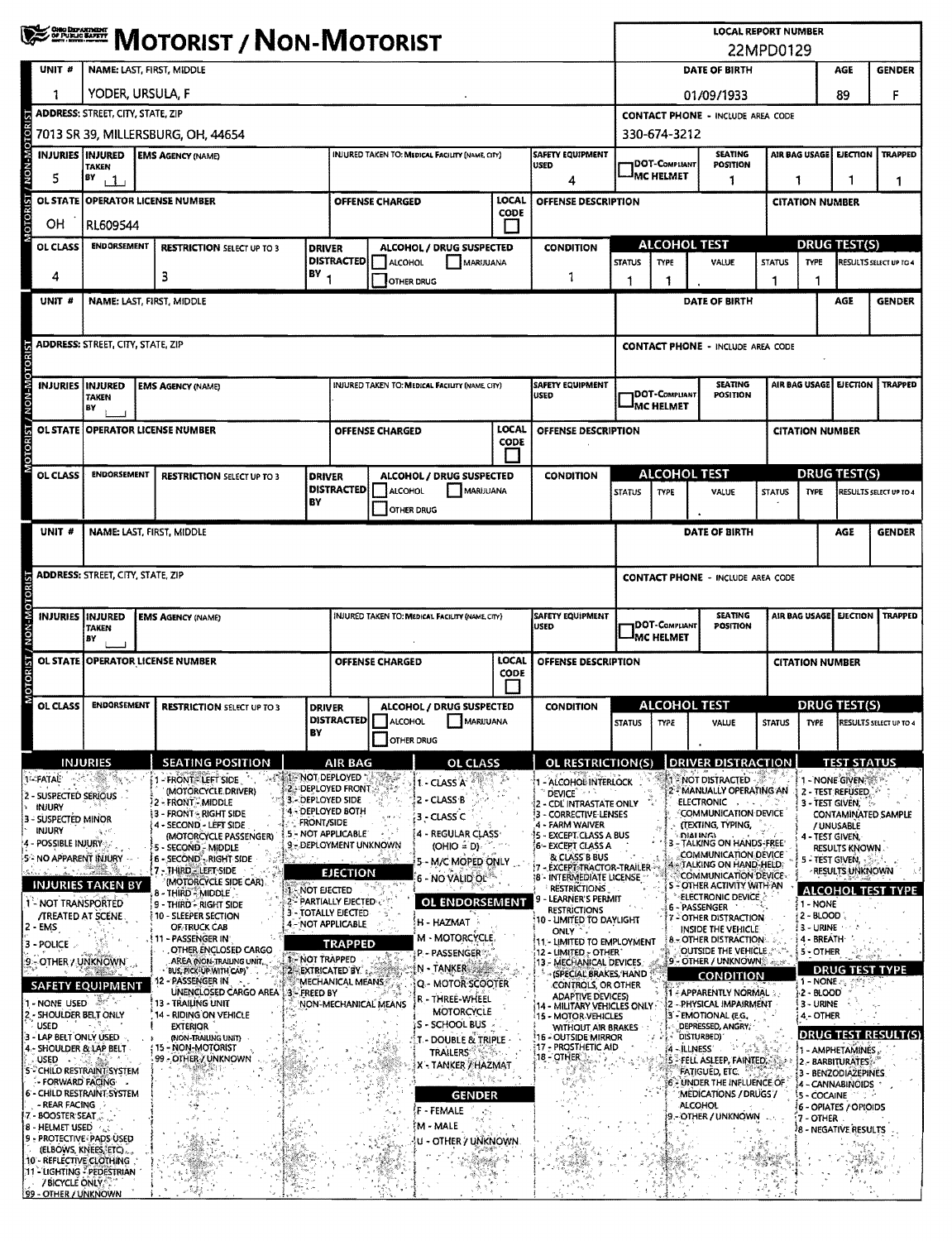# MOTORIST / NON-MOTORIST

**LOCAL REPORT NUMBER:** 22MPD0129

## Unit 1

| UNIT # | NAME: LAST, FIRST, MIDDLE | DATE OF BIRTH | AGE | GENDER |
|---|---|---|---|---|
| 1 | YODER, URSULA, F | 01/09/1933 | 89 | F |

| ADDRESS: STREET, CITY, STATE, ZIP | CONTACT PHONE - INCLUDE AREA CODE |
|---|---|
| 7013 SR 39, MILLERSBURG, OH, 44654 | 330-674-3212 |

| INJURIES | INJURED TAKEN BY | EMS AGENCY (NAME) | INJURED TAKEN TO: MEDICAL FACILITY (NAME, CITY) | SAFETY EQUIPMENT USED | DOT-COMPLIANT MC HELMET | SEATING POSITION | AIR BAG USAGE | EJECTION | TRAPPED |
|---|---|---|---|---|---|---|---|---|---|
| 5 | 1 | | | 4 | | 1 | 1 | 1 | 1 |

| OL STATE | OPERATOR LICENSE NUMBER | OFFENSE CHARGED | LOCAL CODE | OFFENSE DESCRIPTION | CITATION NUMBER |
|---|---|---|---|---|---|
| OH | RL609544 | | | | |

| OL CLASS | ENDORSEMENT | RESTRICTION SELECT UP TO 3 | DRIVER DISTRACTED BY | ALCOHOL / DRUG SUSPECTED | CONDITION | ALCOHOL TEST STATUS | ALCOHOL TEST TYPE | ALCOHOL TEST VALUE | DRUG TEST STATUS | DRUG TEST TYPE | DRUG TEST RESULTS SELECT UP TO 4 |
|---|---|---|---|---|---|---|---|---|---|---|---|
| 4 | | 3 | 1 | | 1 | 1 | 1 | | 1 | 1 | |

## Unit (blank)

| UNIT # | NAME: LAST, FIRST, MIDDLE | DATE OF BIRTH | AGE | GENDER |
|---|---|---|---|---|
| | | | | |

## Unit (blank)

| UNIT # | NAME: LAST, FIRST, MIDDLE | DATE OF BIRTH | AGE | GENDER |
|---|---|---|---|---|
| | | | | |

## Codes

**INJURIES**
1 - FATAL
2 - SUSPECTED SERIOUS INJURY
3 - SUSPECTED MINOR INJURY
4 - POSSIBLE INJURY
5 - NO APPARENT INJURY

**INJURIES TAKEN BY**
1 - NOT TRANSPORTED /TREATED AT SCENE
2 - EMS
3 - POLICE
9 - OTHER / UNKNOWN

**SAFETY EQUIPMENT**
1 - NONE USED
2 - SHOULDER BELT ONLY USED
3 - LAP BELT ONLY USED
4 - SHOULDER & LAP BELT USED
5 - CHILD RESTRAINT SYSTEM - FORWARD FACING
6 - CHILD RESTRAINT SYSTEM - REAR FACING
7 - BOOSTER SEAT
8 - HELMET USED
9 - PROTECTIVE PADS USED (ELBOWS, KNEES, ETC)
10 - REFLECTIVE CLOTHING
11 - LIGHTING - PEDESTRIAN / BICYCLE ONLY
99 - OTHER / UNKNOWN

**SEATING POSITION**
1 - FRONT - LEFT SIDE (MOTORCYCLE DRIVER)
2 - FRONT - MIDDLE
3 - FRONT - RIGHT SIDE
4 - SECOND - LEFT SIDE (MOTORCYCLE PASSENGER)
5 - SECOND - MIDDLE
6 - SECOND - RIGHT SIDE
7 - THIRD - LEFT SIDE (MOTORCYCLE SIDE CAR)
8 - THIRD - MIDDLE
9 - THIRD - RIGHT SIDE
10 - SLEEPER SECTION OF TRUCK CAB
11 - PASSENGER IN OTHER ENCLOSED CARGO AREA (NON-TRAILING UNIT, BUS, PICK-UP WITH CAP)
12 - PASSENGER IN UNENCLOSED CARGO AREA
13 - TRAILING UNIT
14 - RIDING ON VEHICLE EXTERIOR (NON-TRAILING UNIT)
15 - NON-MOTORIST
99 - OTHER / UNKNOWN

**AIR BAG**
1 - NOT DEPLOYED
2 - DEPLOYED FRONT
3 - DEPLOYED SIDE
4 - DEPLOYED BOTH FRONT/SIDE
5 - NOT APPLICABLE
9 - DEPLOYMENT UNKNOWN

**EJECTION**
1 - NOT EJECTED
2 - PARTIALLY EJECTED
3 - TOTALLY EJECTED
4 - NOT APPLICABLE

**TRAPPED**
1 - NOT TRAPPED
2 - EXTRICATED BY MECHANICAL MEANS
3 - FREED BY NON-MECHANICAL MEANS

**OL CLASS**
1 - CLASS A
2 - CLASS B
3 - CLASS C
4 - REGULAR CLASS (OHIO = D)
5 - M/C MOPED ONLY
6 - NO VALID OL

**OL ENDORSEMENT**
H - HAZMAT
M - MOTORCYCLE
P - PASSENGER
N - TANKER
Q - MOTOR SCOOTER
R - THREE-WHEEL MOTORCYCLE
S - SCHOOL BUS
T - DOUBLE & TRIPLE TRAILERS
X - TANKER / HAZMAT

**GENDER**
F - FEMALE
M - MALE
U - OTHER / UNKNOWN

**OL RESTRICTION(S)**
1 - ALCOHOL INTERLOCK DEVICE
2 - CDL INTRASTATE ONLY
3 - CORRECTIVE LENSES
4 - FARM WAIVER
5 - EXCEPT CLASS A BUS
6 - EXCEPT CLASS A & CLASS B BUS
7 - EXCEPT TRACTOR-TRAILER
8 - INTERMEDIATE LICENSE RESTRICTIONS
9 - LEARNER'S PERMIT RESTRICTIONS
10 - LIMITED TO DAYLIGHT ONLY
11 - LIMITED TO EMPLOYMENT
12 - LIMITED - OTHER
13 - MECHANICAL DEVICES (SPECIAL BRAKES, HAND CONTROLS, OR OTHER ADAPTIVE DEVICES)
14 - MILITARY VEHICLES ONLY
15 - MOTOR VEHICLES WITHOUT AIR BRAKES
16 - OUTSIDE MIRROR
17 - PROSTHETIC AID
18 - OTHER

**DRIVER DISTRACTION**
1 - NOT DISTRACTED
2 - MANUALLY OPERATING AN ELECTRONIC COMMUNICATION DEVICE (TEXTING, TYPING, DIALING)
3 - TALKING ON HANDS-FREE COMMUNICATION DEVICE
4 - TALKING ON HAND-HELD COMMUNICATION DEVICE
5 - OTHER ACTIVITY WITH AN ELECTRONIC DEVICE
6 - PASSENGER
7 - OTHER DISTRACTION INSIDE THE VEHICLE
8 - OTHER DISTRACTION OUTSIDE THE VEHICLE
9 - OTHER / UNKNOWN

**CONDITION**
1 - APPARENTLY NORMAL
2 - PHYSICAL IMPAIRMENT
3 - EMOTIONAL (E.G., DEPRESSED, ANGRY, DISTURBED)
4 - ILLNESS
5 - FELL ASLEEP, FAINTED, FATIGUED, ETC.
6 - UNDER THE INFLUENCE OF MEDICATIONS / DRUGS / ALCOHOL
9 - OTHER / UNKNOWN

**TEST STATUS**
1 - NONE GIVEN
2 - TEST REFUSED
3 - TEST GIVEN, CONTAMINATED SAMPLE / UNUSABLE
4 - TEST GIVEN, RESULTS KNOWN
5 - TEST GIVEN, RESULTS UNKNOWN

**ALCOHOL TEST TYPE**
1 - NONE
2 - BLOOD
3 - URINE
4 - BREATH
5 - OTHER

**DRUG TEST TYPE**
1 - NONE
2 - BLOOD
3 - URINE
4 - OTHER

**DRUG TEST RESULT(S)**
1 - AMPHETAMINES
2 - BARBITURATES
3 - BENZODIAZEPINES
4 - CANNABINOIDS
5 - COCAINE
6 - OPIATES / OPIOIDS
7 - OTHER
8 - NEGATIVE RESULTS